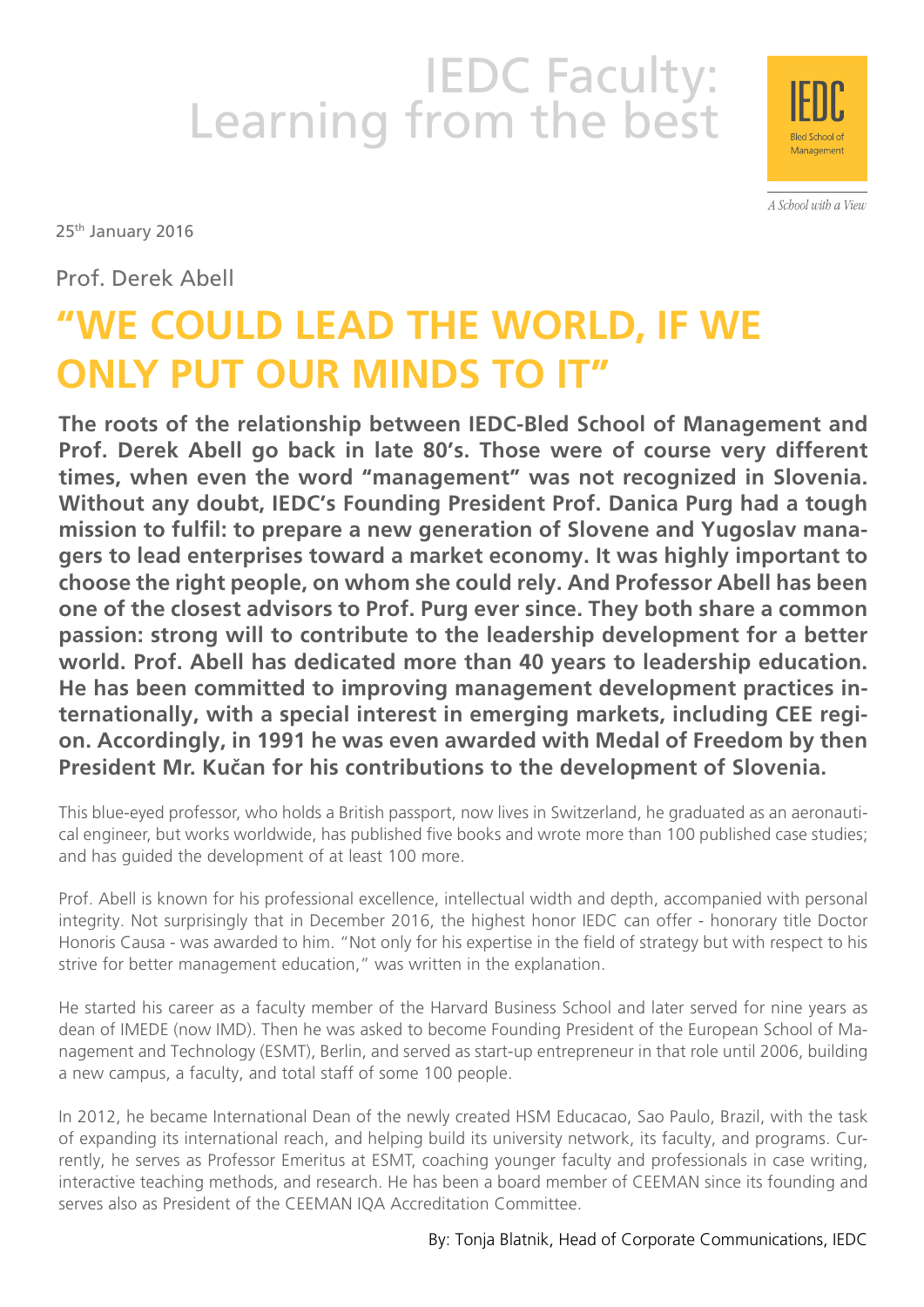# IEDC Faculty: Learning from the best

IEDC Bled School of Management

*A School with a View*

25th January 2016

Prof. Derek Abell

## "WE COULD LEAD THE WORLD, IF WE ONLY PUT OUR MINDS TO IT"

**The roots of the relationship between IEDC-Bled School of Management and Prof. Derek Abell go back in late 80's. Those were of course very different times, when even the word "management" was not recognized in Slovenia. Without any doubt, IEDC's Founding President Prof. Danica Purg had a tough mission to fulfil: to prepare a new generation of Slovene and Yugoslav managers to lead enterprises toward a market economy. It was highly important to choose the right people, on whom she could rely. And Professor Abell has been one of the closest advisors to Prof. Purg ever since. They both share a common passion: strong will to contribute to the leadership development for a better world. Prof. Abell has dedicated more than 40 years to leadership education. He has been committed to improving management development practices internationally, with a special interest in emerging markets, including CEE region. Accordingly, in 1991 he was even awarded with Medal of Freedom by then President Mr. Kučan for his contributions to the development of Slovenia.**

This blue-eyed professor, who holds a British passport, now lives in Switzerland, he graduated as an aeronautical engineer, but works worldwide, has published five books and wrote more than 100 published case studies; and has guided the development of at least 100 more.

Prof. Abell is known for his professional excellence, intellectual width and depth, accompanied with personal integrity. Not surprisingly that in December 2016, the highest honor IEDC can offer - honorary title Doctor Honoris Causa - was awarded to him. "Not only for his expertise in the field of strategy but with respect to his strive for better management education," was written in the explanation.

He started his career as a faculty member of the Harvard Business School and later served for nine years as dean of IMEDE (now IMD). Then he was asked to become Founding President of the European School of Management and Technology (ESMT), Berlin, and served as start-up entrepreneur in that role until 2006, building a new campus, a faculty, and total staff of some 100 people.

In 2012, he became International Dean of the newly created HSM Educacao, Sao Paulo, Brazil, with the task of expanding its international reach, and helping build its university network, its faculty, and programs. Currently, he serves as Professor Emeritus at ESMT, coaching younger faculty and professionals in case writing, interactive teaching methods, and research. He has been a board member of CEEMAN since its founding and serves also as President of the CEEMAN IQA Accreditation Committee.

By: Tonja Blatnik, Head of Corporate Communications, IEDC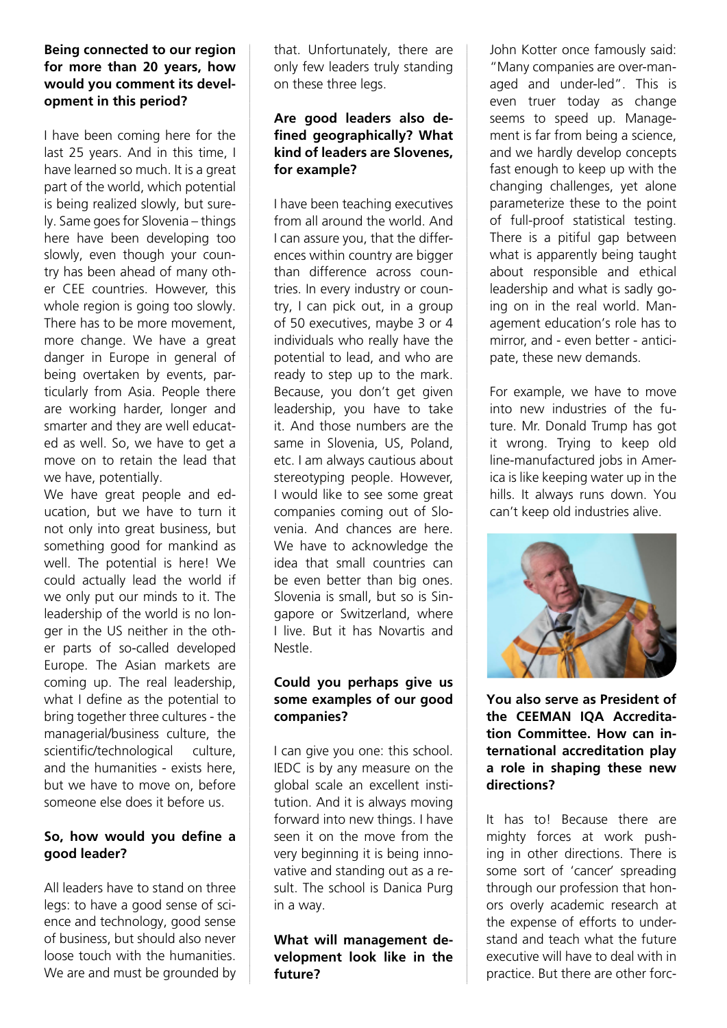**Being connected to our region for more than 20 years, how would you comment its development in this period?**

I have been coming here for the last 25 years. And in this time, I have learned so much. It is a great part of the world, which potential is being realized slowly, but surely. Same goes for Slovenia – things here have been developing too slowly, even though your country has been ahead of many other CEE countries. However, this whole region is going too slowly. There has to be more movement, more change. We have a great danger in Europe in general of being overtaken by events, particularly from Asia. People there are working harder, longer and smarter and they are well educated as well. So, we have to get a move on to retain the lead that we have, potentially.

We have great people and education, but we have to turn it not only into great business, but something good for mankind as well. The potential is here! We could actually lead the world if we only put our minds to it. The leadership of the world is no longer in the US neither in the other parts of so-called developed Europe. The Asian markets are coming up. The real leadership, what I define as the potential to bring together three cultures - the managerial/business culture, the scientific/technological culture, and the humanities - exists here, but we have to move on, before someone else does it before us.

**So, how would you define a good leader?**

All leaders have to stand on three legs: to have a good sense of science and technology, good sense of business, but should also never loose touch with the humanities. We are and must be grounded by that. Unfortunately, there are only few leaders truly standing on these three legs.

**Are good leaders also defined geographically? What kind of leaders are Slovenes, for example?**

I have been teaching executives from all around the world. And I can assure you, that the differences within country are bigger than difference across countries. In every industry or country, I can pick out, in a group of 50 executives, maybe 3 or 4 individuals who really have the potential to lead, and who are ready to step up to the mark. Because, you don't get given leadership, you have to take it. And those numbers are the same in Slovenia, US, Poland, etc. I am always cautious about stereotyping people. However, I would like to see some great companies coming out of Slovenia. And chances are here. We have to acknowledge the idea that small countries can be even better than big ones. Slovenia is small, but so is Singapore or Switzerland, where I live. But it has Novartis and Nestle.

**Could you perhaps give us some examples of our good companies?**

I can give you one: this school. IEDC is by any measure on the global scale an excellent institution. And it is always moving forward into new things. I have seen it on the move from the very beginning it is being innovative and standing out as a result. The school is Danica Purg in a way.

**What will management development look like in the future?**

John Kotter once famously said: "Many companies are over-managed and under-led". This is even truer today as change seems to speed up. Management is far from being a science, and we hardly develop concepts fast enough to keep up with the changing challenges, yet alone parameterize these to the point of full-proof statistical testing. There is a pitiful gap between what is apparently being taught about responsible and ethical leadership and what is sadly going on in the real world. Management education's role has to mirror, and - even better - anticipate, these new demands.

For example, we have to move into new industries of the future. Mr. Donald Trump has got it wrong. Trying to keep old line-manufactured jobs in America is like keeping water up in the hills. It always runs down. You can't keep old industries alive.

**You also serve as President of the CEEMAN IQA Accreditation Committee. How can international accreditation play a role in shaping these new directions?**

It has to! Because there are mighty forces at work pushing in other directions. There is some sort of 'cancer' spreading through our profession that honors overly academic research at the expense of efforts to understand and teach what the future executive will have to deal with in practice. But there are other forc-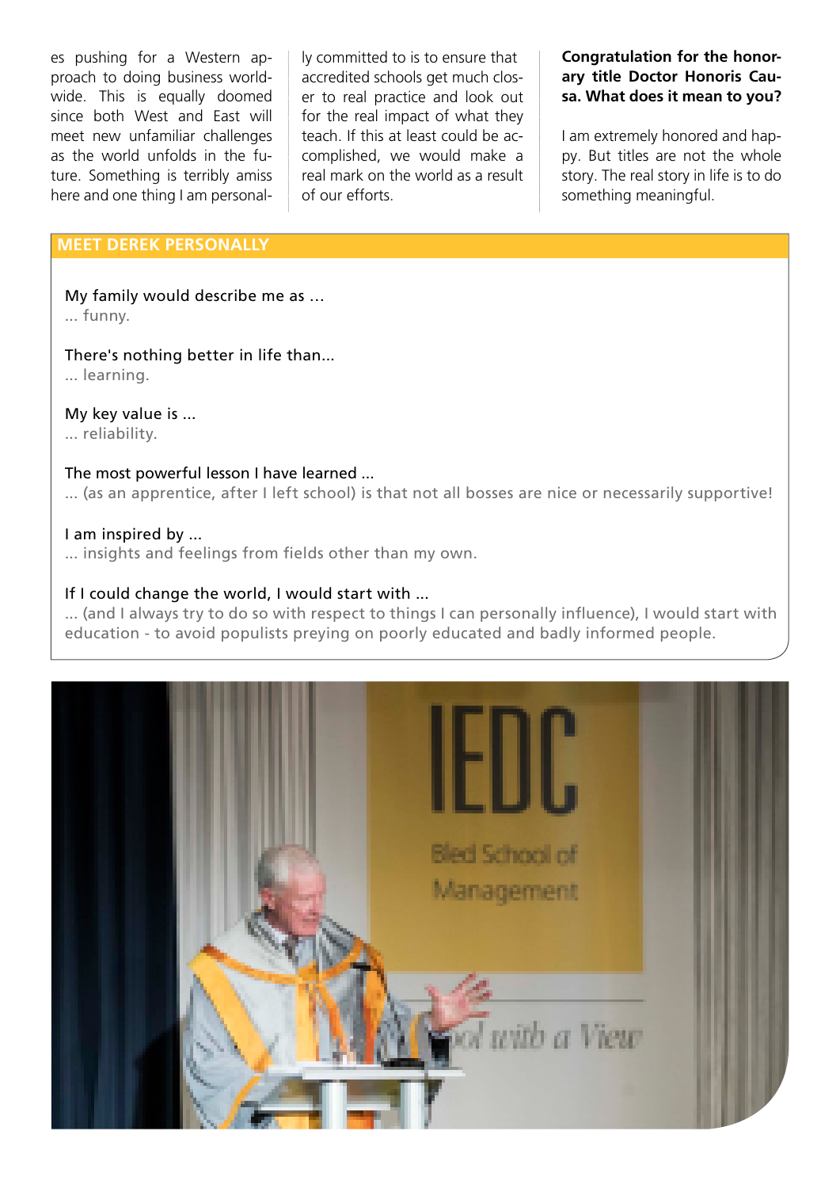es pushing for a Western approach to doing business worldwide. This is equally doomed since both West and East will meet new unfamiliar challenges as the world unfolds in the future. Something is terribly amiss here and one thing I am personally committed to is to ensure that accredited schools get much closer to real practice and look out for the real impact of what they teach. If this at least could be accomplished, we would make a real mark on the world as a result of our efforts.

**Congratulation for the honorary title Doctor Honoris Causa. What does it mean to you?**

I am extremely honored and happy. But titles are not the whole story. The real story in life is to do something meaningful.

## MEET DEREK PERSONALLY

My family would describe me as ...
... funny.

There's nothing better in life than...
... learning.

My key value is ...
... reliability.

The most powerful lesson I have learned ...
... (as an apprentice, after I left school) is that not all bosses are nice or necessarily supportive!

I am inspired by ...
... insights and feelings from fields other than my own.

If I could change the world, I would start with ...
... (and I always try to do so with respect to things I can personally influence), I would start with education - to avoid populists preying on poorly educated and badly informed people.